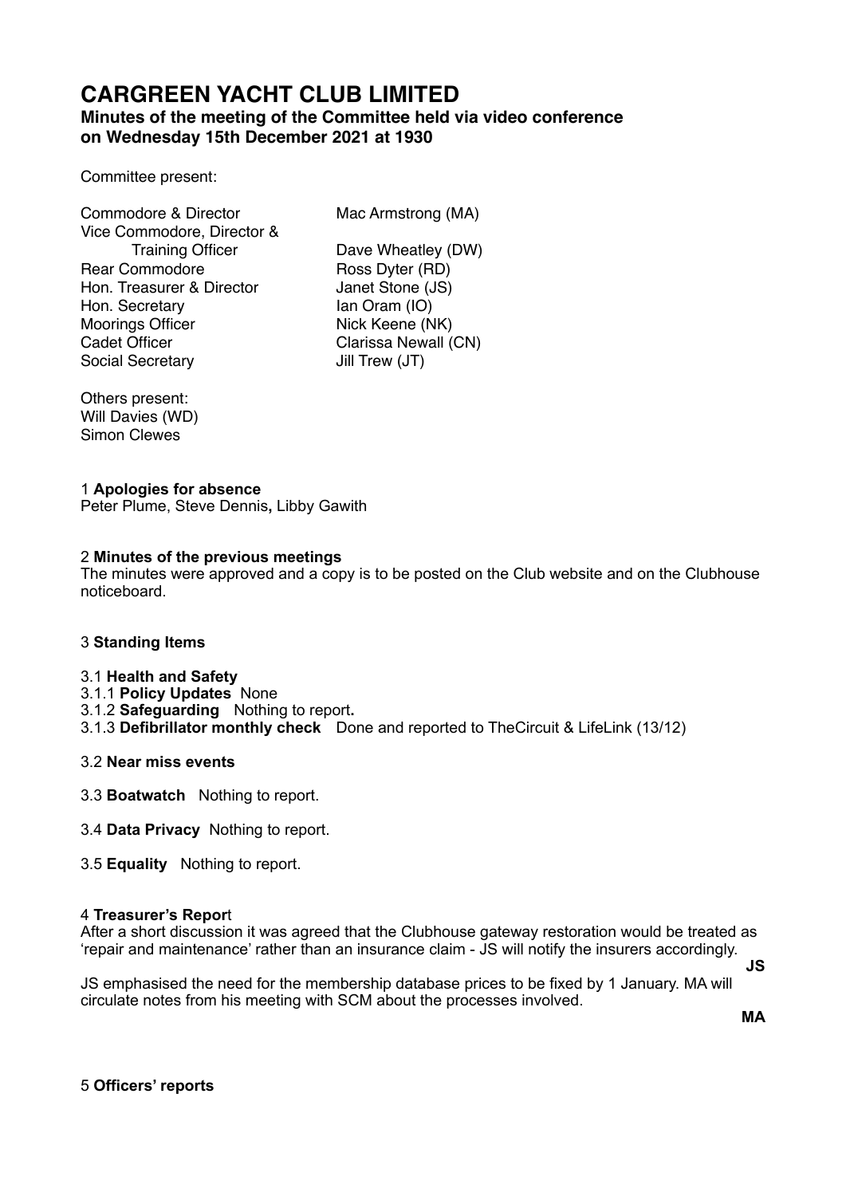# CARGREEN YACHT CLUB LIMITED

**Minutes of the meeting of the Committee held via video conference on Wednesday 15th December 2021 at 1930**

Committee present:

| | |
|---|---|
| Commodore & Director | Mac Armstrong (MA) |
| Vice Commodore, Director & Training Officer | Dave Wheatley (DW) |
| Rear Commodore | Ross Dyter (RD) |
| Hon. Treasurer & Director | Janet Stone (JS) |
| Hon. Secretary | Ian Oram (IO) |
| Moorings Officer | Nick Keene (NK) |
| Cadet Officer | Clarissa Newall (CN) |
| Social Secretary | Jill Trew (JT) |

Others present:
Will Davies (WD)
Simon Clewes

1 **Apologies for absence**
Peter Plume, Steve Dennis**,** Libby Gawith

2 **Minutes of the previous meetings**
The minutes were approved and a copy is to be posted on the Club website and on the Clubhouse noticeboard.

3 **Standing Items**

3.1 **Health and Safety**
3.1.1 **Policy Updates** None
3.1.2 **Safeguarding** Nothing to report**.**
3.1.3 **Defibrillator monthly check** Done and reported to TheCircuit & LifeLink (13/12)

3.2 **Near miss events**

3.3 **Boatwatch** Nothing to report.

3.4 **Data Privacy** Nothing to report.

3.5 **Equality** Nothing to report.

4 **Treasurer's Repor**t
After a short discussion it was agreed that the Clubhouse gateway restoration would be treated as 'repair and maintenance' rather than an insurance claim - JS will notify the insurers accordingly. **JS**

JS emphasised the need for the membership database prices to be fixed by 1 January. MA will circulate notes from his meeting with SCM about the processes involved. **MA**

5 **Officers' reports**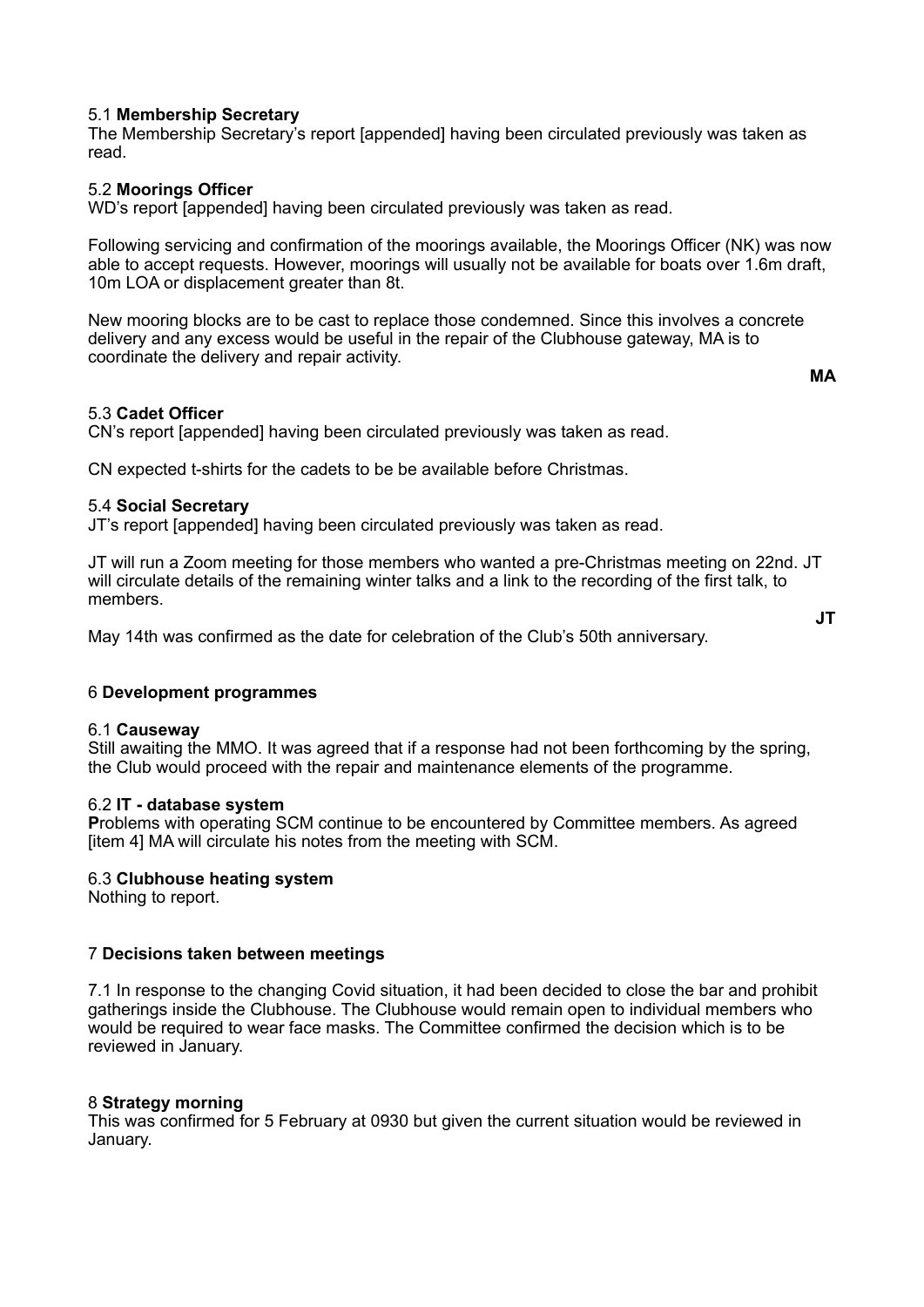5.1 **Membership Secretary**
The Membership Secretary's report [appended] having been circulated previously was taken as read.

5.2 **Moorings Officer**
WD's report [appended] having been circulated previously was taken as read.

Following servicing and confirmation of the moorings available, the Moorings Officer (NK) was now able to accept requests. However, moorings will usually not be available for boats over 1.6m draft, 10m LOA or displacement greater than 8t.

New mooring blocks are to be cast to replace those condemned. Since this involves a concrete delivery and any excess would be useful in the repair of the Clubhouse gateway, MA is to coordinate the delivery and repair activity.

**MA**

5.3 **Cadet Officer**
CN's report [appended] having been circulated previously was taken as read.

CN expected t-shirts for the cadets to be be available before Christmas.

5.4 **Social Secretary**
JT's report [appended] having been circulated previously was taken as read.

JT will run a Zoom meeting for those members who wanted a pre-Christmas meeting on 22nd. JT will circulate details of the remaining winter talks and a link to the recording of the first talk, to members.

**JT**

May 14th was confirmed as the date for celebration of the Club's 50th anniversary.

6 **Development programmes**

6.1 **Causeway**
Still awaiting the MMO. It was agreed that if a response had not been forthcoming by the spring, the Club would proceed with the repair and maintenance elements of the programme.

6.2 **IT - database system**
**P**roblems with operating SCM continue to be encountered by Committee members. As agreed [item 4] MA will circulate his notes from the meeting with SCM.

6.3 **Clubhouse heating system**
Nothing to report.

7 **Decisions taken between meetings**

7.1 In response to the changing Covid situation, it had been decided to close the bar and prohibit gatherings inside the Clubhouse. The Clubhouse would remain open to individual members who would be required to wear face masks. The Committee confirmed the decision which is to be reviewed in January.

8 **Strategy morning**
This was confirmed for 5 February at 0930 but given the current situation would be reviewed in January.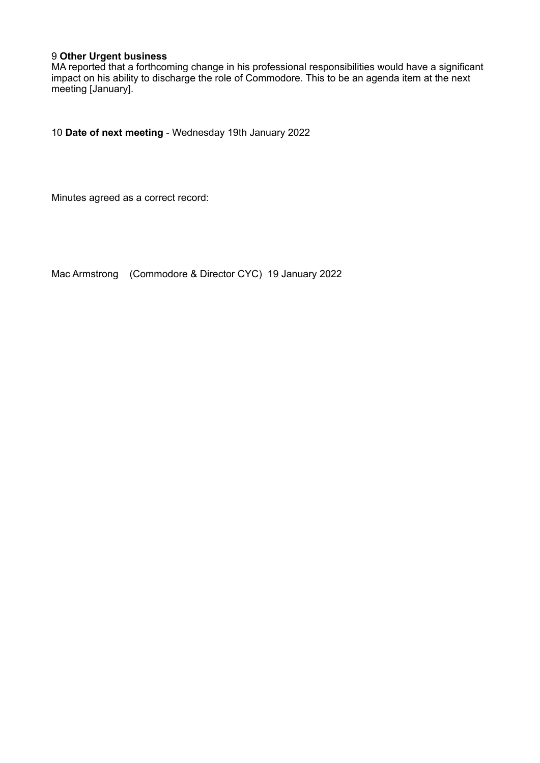9 **Other Urgent business**

MA reported that a forthcoming change in his professional responsibilities would have a significant impact on his ability to discharge the role of Commodore. This to be an agenda item at the next meeting [January].

10 **Date of next meeting** - Wednesday 19th January 2022

Minutes agreed as a correct record:

Mac Armstrong (Commodore & Director CYC) 19 January 2022